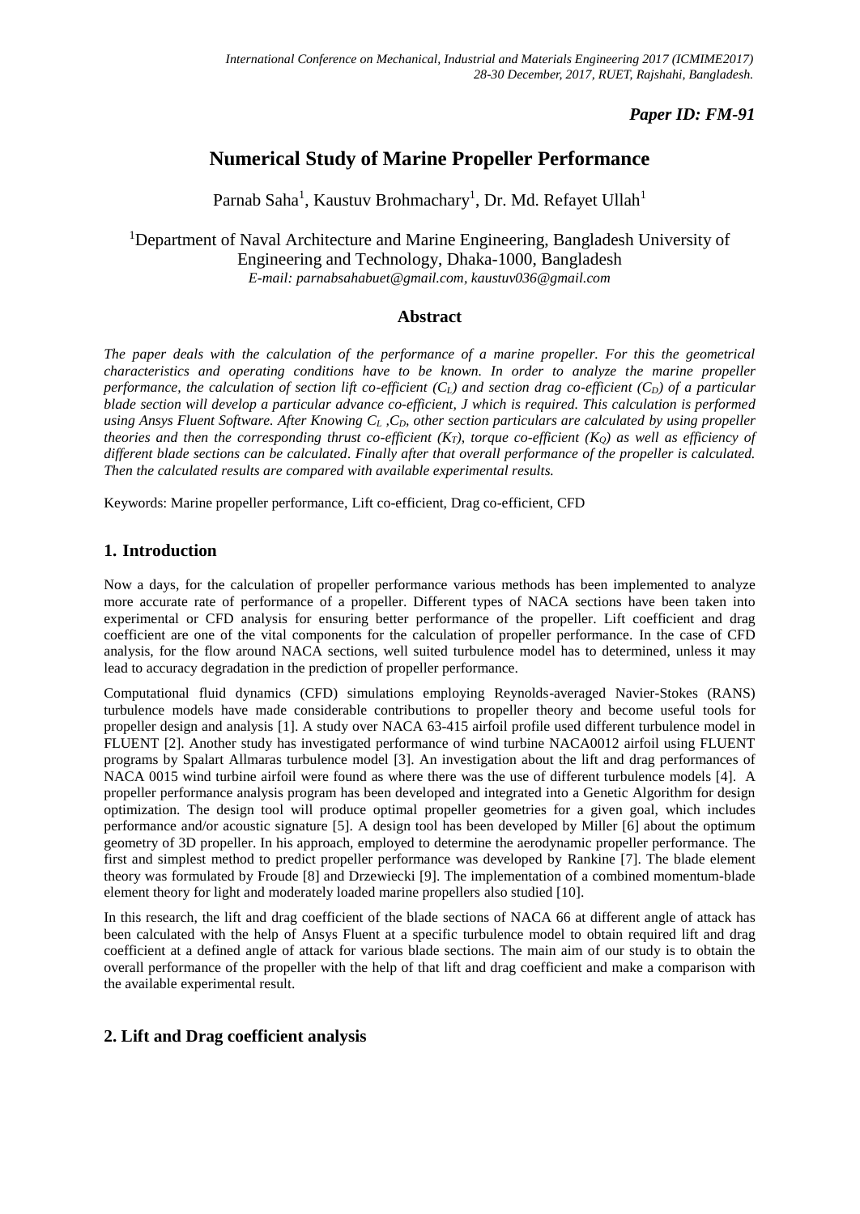*Paper ID: FM-91*

# Numerical Study of Marine Propeller Performance

Parnab Saha[1], Kaustuv Brohmachary[1], Dr. Md. Refayet Ullah[1]

[1]Department of Naval Architecture and Marine Engineering, Bangladesh University of Engineering and Technology, Dhaka-1000, Bangladesh

*E-mail: parnabsahabuet@gmail.com, kaustuv036@gmail.com*

## Abstract

*The paper deals with the calculation of the performance of a marine propeller. For this the geometrical characteristics and operating conditions have to be known. In order to analyze the marine propeller performance, the calculation of section lift co-efficient ($C_L$) and section drag co-efficient ($C_D$) of a particular blade section will develop a particular advance co-efficient, J which is required. This calculation is performed using Ansys Fluent Software. After Knowing $C_L$ ,$C_D$, other section particulars are calculated by using propeller theories and then the corresponding thrust co-efficient ($K_T$), torque co-efficient ($K_Q$) as well as efficiency of different blade sections can be calculated. Finally after that overall performance of the propeller is calculated. Then the calculated results are compared with available experimental results.*

Keywords: Marine propeller performance, Lift co-efficient, Drag co-efficient, CFD

## 1. Introduction

Now a days, for the calculation of propeller performance various methods has been implemented to analyze more accurate rate of performance of a propeller. Different types of NACA sections have been taken into experimental or CFD analysis for ensuring better performance of the propeller. Lift coefficient and drag coefficient are one of the vital components for the calculation of propeller performance. In the case of CFD analysis, for the flow around NACA sections, well suited turbulence model has to determined, unless it may lead to accuracy degradation in the prediction of propeller performance.

Computational fluid dynamics (CFD) simulations employing Reynolds-averaged Navier-Stokes (RANS) turbulence models have made considerable contributions to propeller theory and become useful tools for propeller design and analysis [1]. A study over NACA 63-415 airfoil profile used different turbulence model in FLUENT [2]. Another study has investigated performance of wind turbine NACA0012 airfoil using FLUENT programs by Spalart Allmaras turbulence model [3]. An investigation about the lift and drag performances of NACA 0015 wind turbine airfoil were found as where there was the use of different turbulence models [4]. A propeller performance analysis program has been developed and integrated into a Genetic Algorithm for design optimization. The design tool will produce optimal propeller geometries for a given goal, which includes performance and/or acoustic signature [5]. A design tool has been developed by Miller [6] about the optimum geometry of 3D propeller. In his approach, employed to determine the aerodynamic propeller performance. The first and simplest method to predict propeller performance was developed by Rankine [7]. The blade element theory was formulated by Froude [8] and Drzewiecki [9]. The implementation of a combined momentum-blade element theory for light and moderately loaded marine propellers also studied [10].

In this research, the lift and drag coefficient of the blade sections of NACA 66 at different angle of attack has been calculated with the help of Ansys Fluent at a specific turbulence model to obtain required lift and drag coefficient at a defined angle of attack for various blade sections. The main aim of our study is to obtain the overall performance of the propeller with the help of that lift and drag coefficient and make a comparison with the available experimental result.

## 2. Lift and Drag coefficient analysis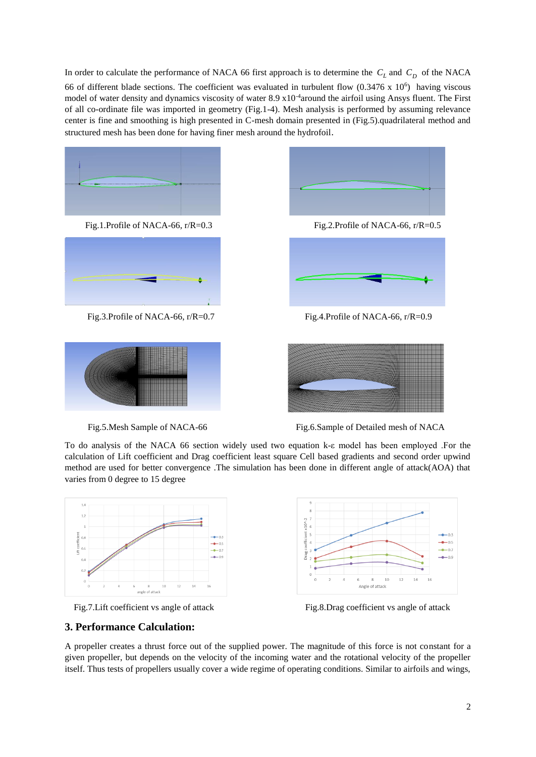In order to calculate the performance of NACA 66 first approach is to determine the $C_L$ and $C_D$ of the NACA 66 of different blade sections. The coefficient was evaluated in turbulent flow (0.3476 x $10^6$) having viscous model of water density and dynamics viscosity of water 8.9 x$10^{-4}$around the airfoil using Ansys fluent. The First of all co-ordinate file was imported in geometry (Fig.1-4). Mesh analysis is performed by assuming relevance center is fine and smoothing is high presented in C-mesh domain presented in (Fig.5).quadrilateral method and structured mesh has been done for having finer mesh around the hydrofoil.

Fig.1.Profile of NACA-66, r/R=0.3

Fig.2.Profile of NACA-66, r/R=0.5

Fig.3.Profile of NACA-66, r/R=0.7

Fig.4.Profile of NACA-66, r/R=0.9

Fig.5.Mesh Sample of NACA-66

Fig.6.Sample of Detailed mesh of NACA

To do analysis of the NACA 66 section widely used two equation k-ε model has been employed .For the calculation of Lift coefficient and Drag coefficient least square Cell based gradients and second order upwind method are used for better convergence .The simulation has done in different angle of attack(AOA) that varies from 0 degree to 15 degree

Lift coefficient
1.4
1.2
1
0.8
0.6
0.4
0.2
0
0 2 4 6 8 10 12 14 16
angle of attack
0.3
0.5
0.7
0.9

Fig.7.Lift coefficient vs angle of attack

Drag coefficient x10^-2
9
8
7
6
5
4
3
2
1
0
0 2 4 6 8 10 12 14 16
Angle of attack
0.3
0.5
0.7
0.9

Fig.8.Drag coefficient vs angle of attack

## 3. Performance Calculation:

A propeller creates a thrust force out of the supplied power. The magnitude of this force is not constant for a given propeller, but depends on the velocity of the incoming water and the rotational velocity of the propeller itself. Thus tests of propellers usually cover a wide regime of operating conditions. Similar to airfoils and wings,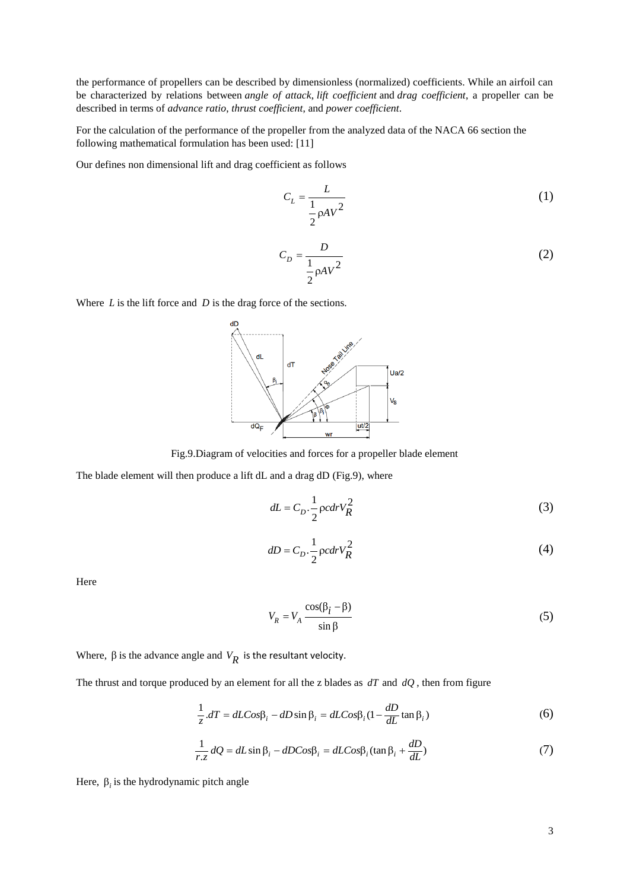the performance of propellers can be described by dimensionless (normalized) coefficients. While an airfoil can be characterized by relations between *angle of attack*, *lift coefficient* and *drag coefficient*, a propeller can be described in terms of *advance ratio*, *thrust coefficient*, and *power coefficient*.

For the calculation of the performance of the propeller from the analyzed data of the NACA 66 section the following mathematical formulation has been used: [11]

Our defines non dimensional lift and drag coefficient as follows

$$C_L = \frac{L}{\frac{1}{2}\rho A V^2} \tag{1}$$

$$C_D = \frac{D}{\frac{1}{2}\rho A V^2} \tag{2}$$

Where $L$ is the lift force and $D$ is the drag force of the sections.

dD
dL
dT
$\beta_i$
Nose Tail Line
$\alpha_e$
Ua/2
$V_s$
$\Phi$
$\beta$
$\beta_i$
$dQ_F$
ut/2
wr

Fig.9.Diagram of velocities and forces for a propeller blade element

The blade element will then produce a lift dL and a drag dD (Fig.9), where

$$dL = C_D \cdot \frac{1}{2}\rho c dr V_R^2 \tag{3}$$

$$dD = C_D \cdot \frac{1}{2}\rho c dr V_R^2 \tag{4}$$

Here

$$V_R = V_A \frac{\cos(\beta_i - \beta)}{\sin\beta} \tag{5}$$

Where, $\beta$ is the advance angle and $V_R$ is the resultant velocity.

The thrust and torque produced by an element for all the z blades as $dT$ and $dQ$, then from figure

$$\frac{1}{z}.dT = dLCos\beta_i - dD\sin\beta_i = dLCos\beta_i(1 - \frac{dD}{dL}\tan\beta_i) \tag{6}$$

$$\frac{1}{r.z}dQ = dL\sin\beta_i - dDCos\beta_i = dLCos\beta_i(\tan\beta_i + \frac{dD}{dL}) \tag{7}$$

Here, $\beta_i$ is the hydrodynamic pitch angle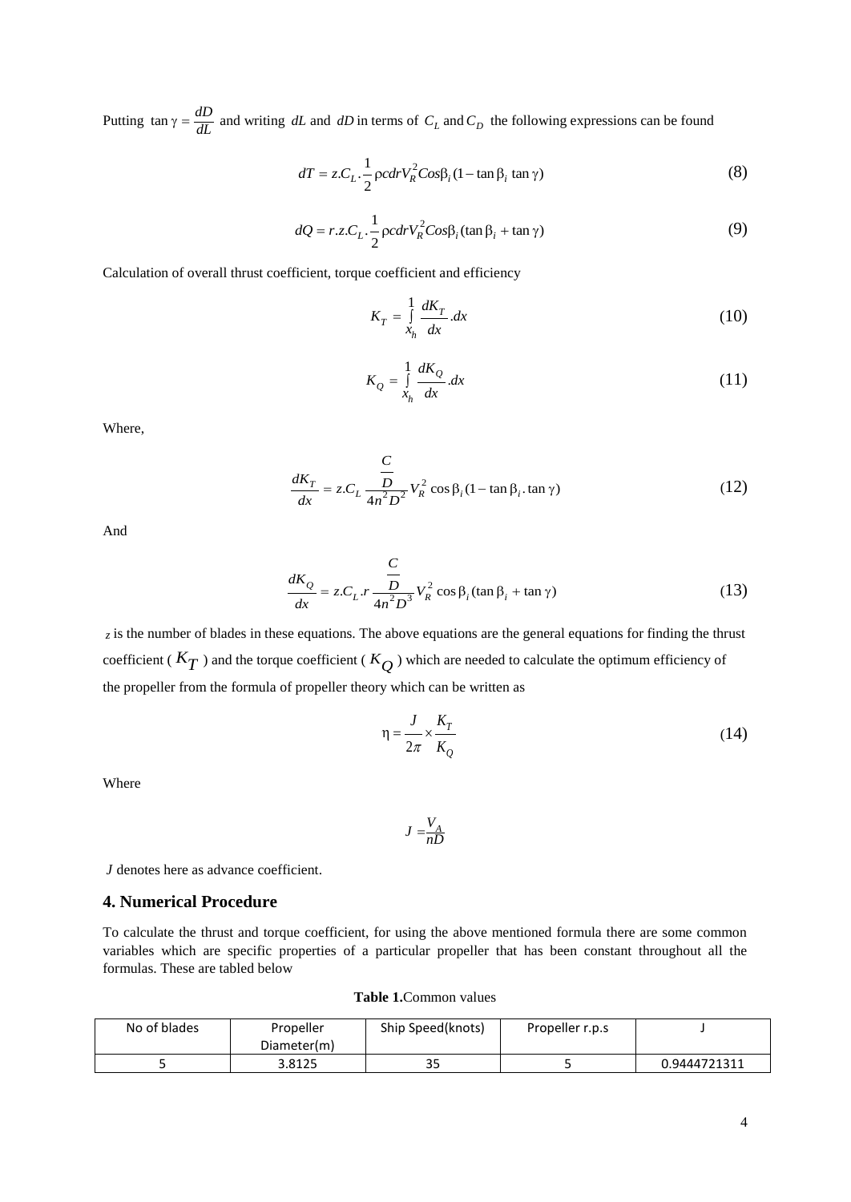Putting $\tan\gamma = \frac{dD}{dL}$ and writing $dL$ and $dD$ in terms of $C_L$ and $C_D$ the following expressions can be found

$$dT = z.C_L.\frac{1}{2}\rho c dr V_R^2 Cos\beta_i (1 - \tan\beta_i \tan\gamma) \tag{8}$$

$$dQ = r.z.C_L.\frac{1}{2}\rho c dr V_R^2 Cos\beta_i (\tan\beta_i + \tan\gamma) \tag{9}$$

Calculation of overall thrust coefficient, torque coefficient and efficiency

$$K_T = \int_{x_h}^{1} \frac{dK_T}{dx}.dx \tag{10}$$

$$K_Q = \int_{x_h}^{1} \frac{dK_Q}{dx}.dx \tag{11}$$

Where,

$$\frac{dK_T}{dx} = z.C_L \frac{\frac{C}{D}}{4n^2D^2} V_R^2 \cos\beta_i (1 - \tan\beta_i.\tan\gamma) \tag{12}$$

And

$$\frac{dK_Q}{dx} = z.C_L.r \frac{\frac{C}{D}}{4n^2D^3} V_R^2 \cos\beta_i (\tan\beta_i + \tan\gamma) \tag{13}$$

$z$ is the number of blades in these equations. The above equations are the general equations for finding the thrust coefficient ( $K_T$ ) and the torque coefficient ( $K_Q$ ) which are needed to calculate the optimum efficiency of the propeller from the formula of propeller theory which can be written as

$$\eta = \frac{J}{2\pi} \times \frac{K_T}{K_Q} \tag{14}$$

Where

$$J = \frac{V_A}{nD}$$

$J$ denotes here as advance coefficient.

## 4. Numerical Procedure

To calculate the thrust and torque coefficient, for using the above mentioned formula there are some common variables which are specific properties of a particular propeller that has been constant throughout all the formulas. These are tabled below

**Table 1.** Common values

| No of blades | Propeller Diameter(m) | Ship Speed(knots) | Propeller r.p.s | J |
|---|---|---|---|---|
| 5 | 3.8125 | 35 | 5 | 0.9444721311 |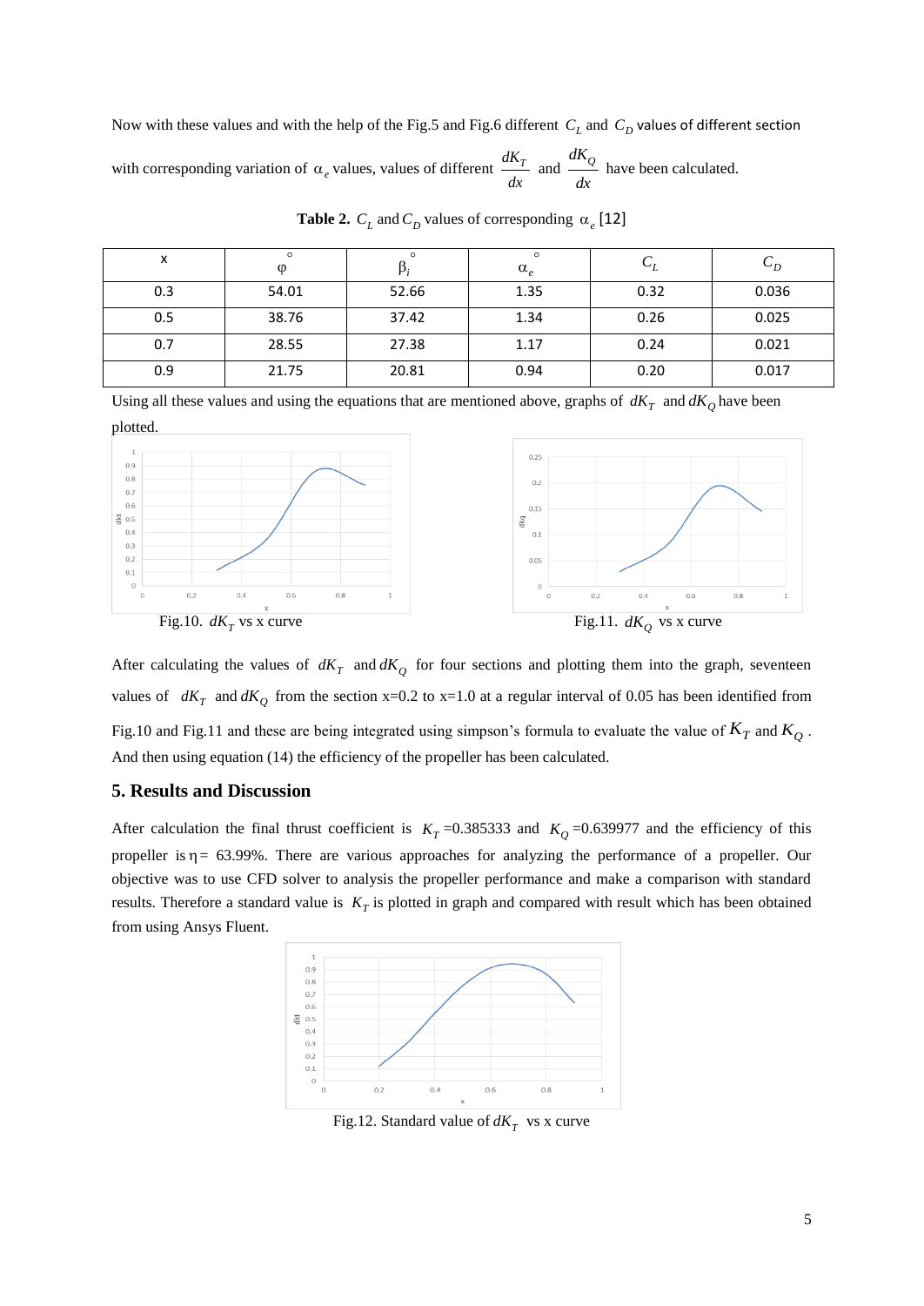Now with these values and with the help of the Fig.5 and Fig.6 different $C_L$ and $C_D$ values of different section with corresponding variation of $\alpha_e$ values, values of different $\frac{dK_T}{dx}$ and $\frac{dK_Q}{dx}$ have been calculated.

**Table 2.** $C_L$ and $C_D$ values of corresponding $\alpha_e$ [12]

| x | $\varphi^\circ$ | $\beta_i^\circ$ | $\alpha_e^\circ$ | $C_L$ | $C_D$ |
|---|---|---|---|---|---|
| 0.3 | 54.01 | 52.66 | 1.35 | 0.32 | 0.036 |
| 0.5 | 38.76 | 37.42 | 1.34 | 0.26 | 0.025 |
| 0.7 | 28.55 | 27.38 | 1.17 | 0.24 | 0.021 |
| 0.9 | 21.75 | 20.81 | 0.94 | 0.20 | 0.017 |

Using all these values and using the equations that are mentioned above, graphs of $dK_T$ and $dK_Q$ have been plotted.

1
0.9
0.8
0.7
0.6
0.5
0.4
0.3
0.2
0.1
0
dkt
0 0.2 0.4 0.6 0.8 1
x

Fig.10. $dK_T$ vs x curve

0.25
0.2
0.15
0.1
0.05
0
dkq
0 0.2 0.4 0.6 0.8 1
x

Fig.11. $dK_Q$ vs x curve

After calculating the values of $dK_T$ and $dK_Q$ for four sections and plotting them into the graph, seventeen values of $dK_T$ and $dK_Q$ from the section x=0.2 to x=1.0 at a regular interval of 0.05 has been identified from Fig.10 and Fig.11 and these are being integrated using simpson's formula to evaluate the value of $K_T$ and $K_Q$. And then using equation (14) the efficiency of the propeller has been calculated.

## 5. Results and Discussion

After calculation the final thrust coefficient is $K_T$ =0.385333 and $K_Q$ =0.639977 and the efficiency of this propeller is $\eta$ = 63.99%. There are various approaches for analyzing the performance of a propeller. Our objective was to use CFD solver to analysis the propeller performance and make a comparison with standard results. Therefore a standard value is $K_T$ is plotted in graph and compared with result which has been obtained from using Ansys Fluent.

1
0.9
0.8
0.7
0.6
0.5
0.4
0.3
0.2
0.1
0
dkt
0 0.2 0.4 0.6 0.8 1
x

Fig.12. Standard value of $dK_T$ vs x curve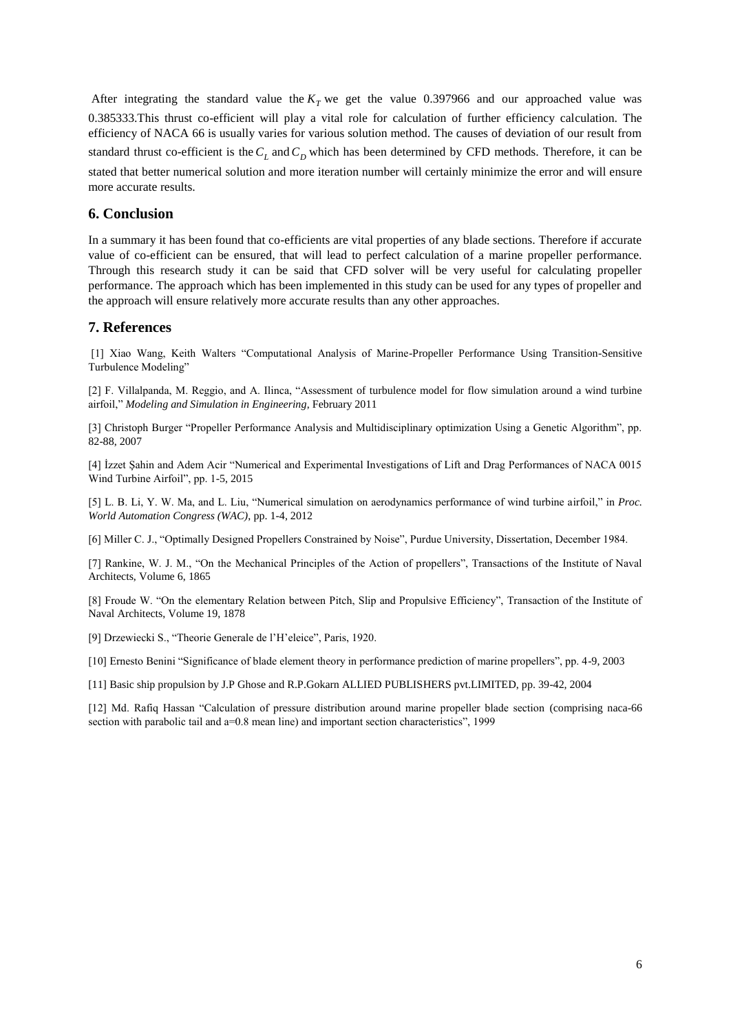After integrating the standard value the $K_T$ we get the value 0.397966 and our approached value was 0.385333.This thrust co-efficient will play a vital role for calculation of further efficiency calculation. The efficiency of NACA 66 is usually varies for various solution method. The causes of deviation of our result from standard thrust co-efficient is the $C_L$ and $C_D$ which has been determined by CFD methods. Therefore, it can be stated that better numerical solution and more iteration number will certainly minimize the error and will ensure more accurate results.

## 6. Conclusion

In a summary it has been found that co-efficients are vital properties of any blade sections. Therefore if accurate value of co-efficient can be ensured, that will lead to perfect calculation of a marine propeller performance. Through this research study it can be said that CFD solver will be very useful for calculating propeller performance. The approach which has been implemented in this study can be used for any types of propeller and the approach will ensure relatively more accurate results than any other approaches.

## 7. References

[1] Xiao Wang, Keith Walters "Computational Analysis of Marine-Propeller Performance Using Transition-Sensitive Turbulence Modeling"

[2] F. Villalpanda, M. Reggio, and A. Ilinca, "Assessment of turbulence model for flow simulation around a wind turbine airfoil," *Modeling and Simulation in Engineering*, February 2011

[3] Christoph Burger "Propeller Performance Analysis and Multidisciplinary optimization Using a Genetic Algorithm", pp. 82-88, 2007

[4] İzzet Şahin and Adem Acir "Numerical and Experimental Investigations of Lift and Drag Performances of NACA 0015 Wind Turbine Airfoil", pp. 1-5, 2015

[5] L. B. Li, Y. W. Ma, and L. Liu, "Numerical simulation on aerodynamics performance of wind turbine airfoil," in *Proc. World Automation Congress (WAC)*, pp. 1-4, 2012

[6] Miller C. J., "Optimally Designed Propellers Constrained by Noise", Purdue University, Dissertation, December 1984.

[7] Rankine, W. J. M., "On the Mechanical Principles of the Action of propellers", Transactions of the Institute of Naval Architects, Volume 6, 1865

[8] Froude W. "On the elementary Relation between Pitch, Slip and Propulsive Efficiency", Transaction of the Institute of Naval Architects, Volume 19, 1878

[9] Drzewiecki S., "Theorie Generale de l'H'eleice", Paris, 1920.

[10] Ernesto Benini "Significance of blade element theory in performance prediction of marine propellers", pp. 4-9, 2003

[11] Basic ship propulsion by J.P Ghose and R.P.Gokarn ALLIED PUBLISHERS pvt.LIMITED, pp. 39-42, 2004

[12] Md. Rafiq Hassan "Calculation of pressure distribution around marine propeller blade section (comprising naca-66 section with parabolic tail and a=0.8 mean line) and important section characteristics", 1999